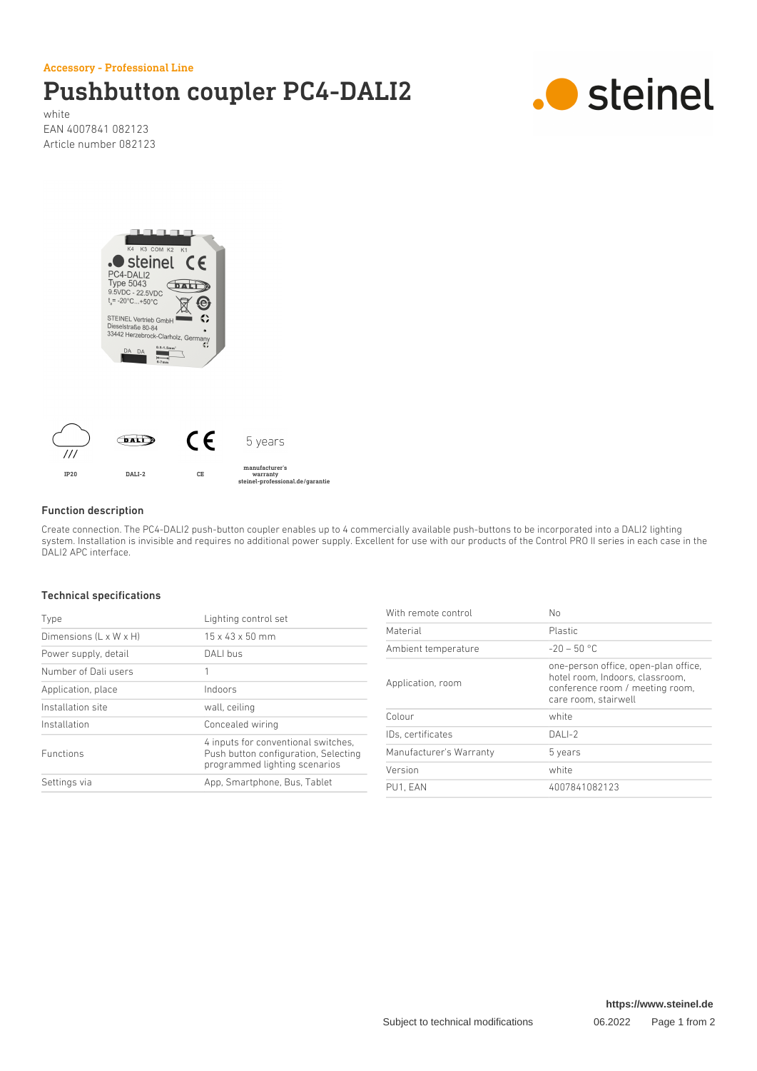Accessory - Professional Line

# Pushbutton coupler PC4-DALI2

white
EAN 4007841 082123
Article number 082123

IP20 | DALI-2 | CE | 5 years manufacturer's warranty steinel-professional.de/garantie

## Function description

Create connection. The PC4-DALI2 push-button coupler enables up to 4 commercially available push-buttons to be incorporated into a DALI2 lighting system. Installation is invisible and requires no additional power supply. Excellent for use with our products of the Control PRO II series in each case in the DALI2 APC interface.

## Technical specifications

| | |
|---|---|
| Type | Lighting control set |
| Dimensions (L x W x H) | 15 x 43 x 50 mm |
| Power supply, detail | DALI bus |
| Number of Dali users | 1 |
| Application, place | Indoors |
| Installation site | wall, ceiling |
| Installation | Concealed wiring |
| Functions | 4 inputs for conventional switches, Push button configuration, Selecting programmed lighting scenarios |
| Settings via | App, Smartphone, Bus, Tablet |
| With remote control | No |
| Material | Plastic |
| Ambient temperature | -20 – 50 °C |
| Application, room | one-person office, open-plan office, hotel room, Indoors, classroom, conference room / meeting room, care room, stairwell |
| Colour | white |
| IDs, certificates | DALI-2 |
| Manufacturer's Warranty | 5 years |
| Version | white |
| PU1, EAN | 4007841082123 |

https://www.steinel.de

Subject to technical modifications 06.2022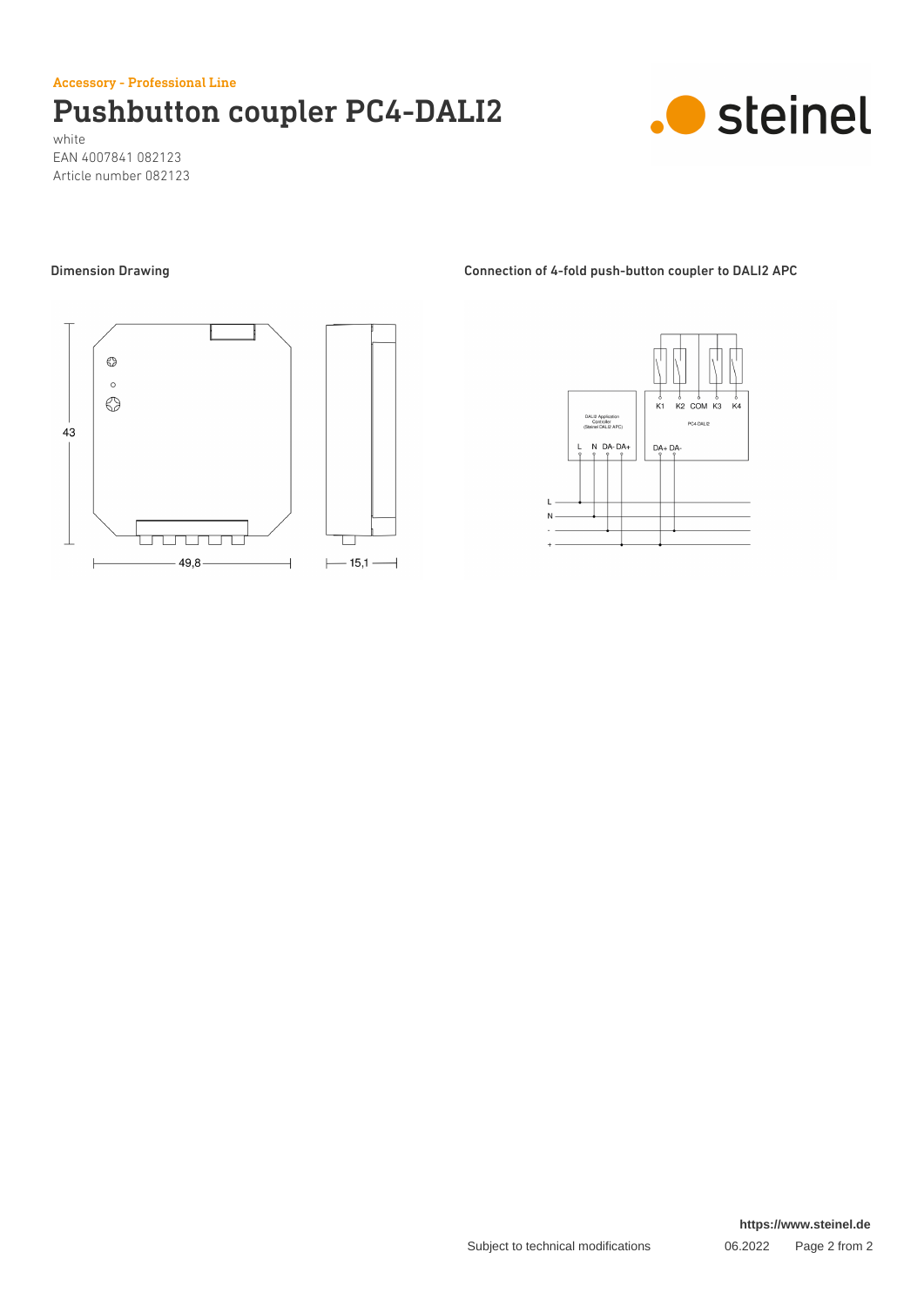Accessory - Professional Line

# Pushbutton coupler PC4-DALI2

white
EAN 4007841 082123
Article number 082123

## Dimension Drawing

43

49,8

15,1

## Connection of 4-fold push-button coupler to DALI2 APC

DALI2 Application Controller (Steinel DALI2 APC)

L N DA- DA+

K1 K2 COM K3 K4

PC4-DALI2

DA+ DA-

L
N
-
+

https://www.steinel.de

Subject to technical modifications 06.2022